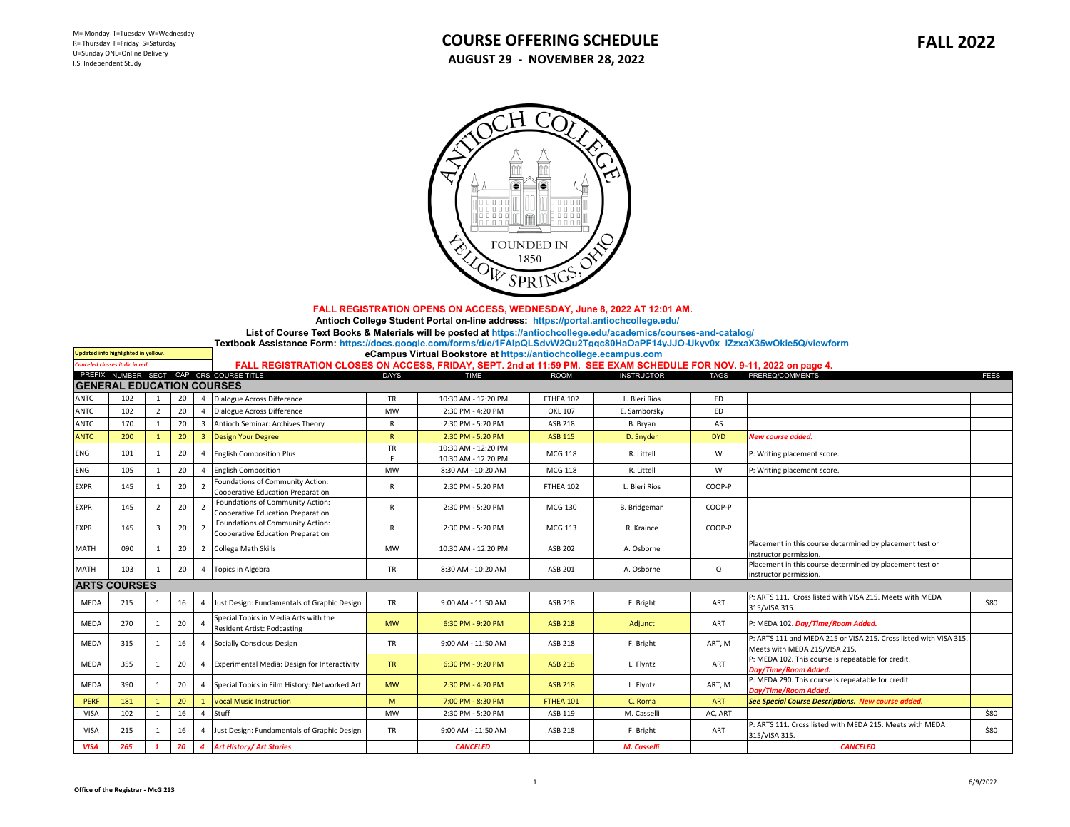M= Monday T=Tuesday W=Wednesday
R= Thursday F=Friday S=Saturday
U=Sunday ONL=Online Delivery
I.S. Independent Study

# COURSE OFFERING SCHEDULE

## AUGUST 29 - NOVEMBER 28, 2022

# FALL 2022

**FALL REGISTRATION OPENS ON ACCESS, WEDNESDAY, June 8, 2022 AT 12:01 AM.**

**Antioch College Student Portal on-line address: https://portal.antiochcollege.edu/**

**List of Course Text Books & Materials will be posted at https://antiochcollege.edu/academics/courses-and-catalog/**

**Textbook Assistance Form: https://docs.google.com/forms/d/e/1FAIpQLSdvW2Qu2Tqqc80HaOaPF14yJJO-Ukyv0x_lZzxaX35wOkie5Q/viewform**

**eCampus Virtual Bookstore at https://antiochcollege.ecampus.com**

Updated info highlighted in yellow.

*Canceled classes italic in red.*

**FALL REGISTRATION CLOSES ON ACCESS, FRIDAY, SEPT. 2nd at 11:59 PM. SEE EXAM SCHEDULE FOR NOV. 9-11, 2022 on page 4.**

| PREFIX | NUMBER | SECT | CAP | CRS | COURSE TITLE | DAYS | TIME | ROOM | INSTRUCTOR | TAGS | PREREQ/COMMENTS | FEES |
|---|---|---|---|---|---|---|---|---|---|---|---|---|
| **GENERAL EDUCATION COURSES** | | | | | | | | | | | | |
| ANTC | 102 | 1 | 20 | 4 | Dialogue Across Difference | TR | 10:30 AM - 12:20 PM | FTHEA 102 | L. Bieri Rios | ED | | |
| ANTC | 102 | 2 | 20 | 4 | Dialogue Across Difference | MW | 2:30 PM - 4:20 PM | OKL 107 | E. Samborsky | ED | | |
| ANTC | 170 | 1 | 20 | 3 | Antioch Seminar: Archives Theory | R | 2:30 PM - 5:20 PM | ASB 218 | B. Bryan | AS | | |
| ANTC | 200 | 1 | 20 | 3 | Design Your Degree | R | 2:30 PM - 5:20 PM | ASB 115 | D. Snyder | DYD | *New course added.* | |
| ENG | 101 | 1 | 20 | 4 | English Composition Plus | TR<br>F | 10:30 AM - 12:20 PM<br>10:30 AM - 12:20 PM | MCG 118 | R. Littell | W | P: Writing placement score. | |
| ENG | 105 | 1 | 20 | 4 | English Composition | MW | 8:30 AM - 10:20 AM | MCG 118 | R. Littell | W | P: Writing placement score. | |
| EXPR | 145 | 1 | 20 | 2 | Foundations of Community Action: Cooperative Education Preparation | R | 2:30 PM - 5:20 PM | FTHEA 102 | L. Bieri Rios | COOP-P | | |
| EXPR | 145 | 2 | 20 | 2 | Foundations of Community Action: Cooperative Education Preparation | R | 2:30 PM - 5:20 PM | MCG 130 | B. Bridgeman | COOP-P | | |
| EXPR | 145 | 3 | 20 | 2 | Foundations of Community Action: Cooperative Education Preparation | R | 2:30 PM - 5:20 PM | MCG 113 | R. Kraince | COOP-P | | |
| MATH | 090 | 1 | 20 | 2 | College Math Skills | MW | 10:30 AM - 12:20 PM | ASB 202 | A. Osborne | | Placement in this course determined by placement test or instructor permission. | |
| MATH | 103 | 1 | 20 | 4 | Topics in Algebra | TR | 8:30 AM - 10:20 AM | ASB 201 | A. Osborne | Q | Placement in this course determined by placement test or instructor permission. | |
| **ARTS COURSES** | | | | | | | | | | | | |
| MEDA | 215 | 1 | 16 | 4 | Just Design: Fundamentals of Graphic Design | TR | 9:00 AM - 11:50 AM | ASB 218 | F. Bright | ART | P: ARTS 111. Cross listed with VISA 215. Meets with MEDA 315/VISA 315. | $80 |
| MEDA | 270 | 1 | 20 | 4 | Special Topics in Media Arts with the Resident Artist: Podcasting | MW | 6:30 PM - 9:20 PM | ASB 218 | Adjunct | ART | P: MEDA 102. *Day/Time/Room Added.* | |
| MEDA | 315 | 1 | 16 | 4 | Socially Conscious Design | TR | 9:00 AM - 11:50 AM | ASB 218 | F. Bright | ART, M | P: ARTS 111 and MEDA 215 or VISA 215. Cross listed with VISA 315. Meets with MEDA 215/VISA 215. | |
| MEDA | 355 | 1 | 20 | 4 | Experimental Media: Design for Interactivity | TR | 6:30 PM - 9:20 PM | ASB 218 | L. Flyntz | ART | P: MEDA 102. This course is repeatable for credit. *Day/Time/Room Added.* | |
| MEDA | 390 | 1 | 20 | 4 | Special Topics in Film History: Networked Art | MW | 2:30 PM - 4:20 PM | ASB 218 | L. Flyntz | ART, M | P: MEDA 290. This course is repeatable for credit. *Day/Time/Room Added.* | |
| PERF | 181 | 1 | 20 | 1 | Vocal Music Instruction | M | 7:00 PM - 8:30 PM | FTHEA 101 | C. Roma | ART | *See Special Course Descriptions. New course added.* | |
| VISA | 102 | 1 | 16 | 4 | Stuff | MW | 2:30 PM - 5:20 PM | ASB 119 | M. Casselli | AC, ART | | $80 |
| VISA | 215 | 1 | 16 | 4 | Just Design: Fundamentals of Graphic Design | TR | 9:00 AM - 11:50 AM | ASB 218 | F. Bright | ART | P: ARTS 111. Cross listed with MEDA 215. Meets with MEDA 315/VISA 315. | $80 |
| *VISA* | *265* | *1* | *20* | *4* | *Art History/ Art Stories* | | *CANCELED* | | *M. Casselli* | | *CANCELED* | |

Office of the Registrar - McG 213

6/9/2022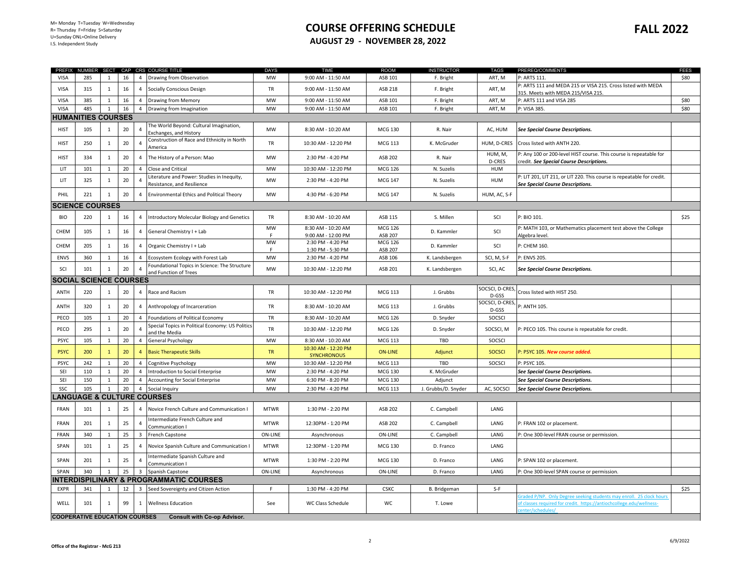M= Monday T=Tuesday W=Wednesday
R= Thursday F=Friday S=Saturday
U=Sunday ONL=Online Delivery
I.S. Independent Study

# COURSE OFFERING SCHEDULE

## AUGUST 29 - NOVEMBER 28, 2022

# FALL 2022

| PREFIX | NUMBER | SECT | CAP | CRS | COURSE TITLE | DAYS | TIME | ROOM | INSTRUCTOR | TAGS | PREREQ/COMMENTS | FEES |
|---|---|---|---|---|---|---|---|---|---|---|---|---|
| VISA | 285 | 1 | 16 | 4 | Drawing from Observation | MW | 9:00 AM - 11:50 AM | ASB 101 | F. Bright | ART, M | P: ARTS 111. | $80 |
| VISA | 315 | 1 | 16 | 4 | Socially Conscious Design | TR | 9:00 AM - 11:50 AM | ASB 218 | F. Bright | ART, M | P: ARTS 111 and MEDA 215 or VISA 215. Cross listed with MEDA 315. Meets with MEDA 215/VISA 215. | |
| VISA | 385 | 1 | 16 | 4 | Drawing from Memory | MW | 9:00 AM - 11:50 AM | ASB 101 | F. Bright | ART, M | P: ARTS 111 and VISA 285 | $80 |
| VISA | 485 | 1 | 16 | 4 | Drawing from Imagination | MW | 9:00 AM - 11:50 AM | ASB 101 | F. Bright | ART, M | P: VISA 385. | $80 |
| **HUMANITIES COURSES** | | | | | | | | | | | | |
| HIST | 105 | 1 | 20 | 4 | The World Beyond: Cultural Imagination, Exchanges, and History | MW | 8:30 AM - 10:20 AM | MCG 130 | R. Nair | AC, HUM | ***See Special Course Descriptions.*** | |
| HIST | 250 | 1 | 20 | 4 | Construction of Race and Ethnicity in North America | TR | 10:30 AM - 12:20 PM | MCG 113 | K. McGruder | HUM, D-CRES | Cross listed with ANTH 220. | |
| HIST | 334 | 1 | 20 | 4 | The History of a Person: Mao | MW | 2:30 PM - 4:20 PM | ASB 202 | R. Nair | HUM, M, D-CRES | P: Any 100 or 200-level HIST course. This course is repeatable for credit. ***See Special Course Descriptions.*** | |
| LIT | 101 | 1 | 20 | 4 | Close and Critical | MW | 10:30 AM - 12:20 PM | MCG 126 | N. Suzelis | HUM | | |
| LIT | 325 | 1 | 20 | 4 | Literature and Power: Studies in Inequity, Resistance, and Resilience | MW | 2:30 PM - 4:20 PM | MCG 147 | N. Suzelis | HUM | P: LIT 201, LIT 211, or LIT 220. This course is repeatable for credit. ***See Special Course Descriptions.*** | |
| PHIL | 221 | 1 | 20 | 4 | Environmental Ethics and Political Theory | MW | 4:30 PM - 6:20 PM | MCG 147 | N. Suzelis | HUM, AC, S-F | | |
| **SCIENCE COURSES** | | | | | | | | | | | | |
| BIO | 220 | 1 | 16 | 4 | Introductory Molecular Biology and Genetics | TR | 8:30 AM - 10:20 AM | ASB 115 | S. Millen | SCI | P: BIO 101. | $25 |
| CHEM | 105 | 1 | 16 | 4 | General Chemistry I + Lab | MW<br>F | 8:30 AM - 10:20 AM<br>9:00 AM - 12:00 PM | MCG 126<br>ASB 207 | D. Kammler | SCI | P: MATH 103, or Mathematics placement test above the College Algebra level. | |
| CHEM | 205 | 1 | 16 | 4 | Organic Chemistry I + Lab | MW<br>F | 2:30 PM - 4:20 PM<br>1:30 PM - 5:30 PM | MCG 126<br>ASB 207 | D. Kammler | SCI | P: CHEM 160. | |
| ENVS | 360 | 1 | 16 | 4 | Ecosystem Ecology with Forest Lab | MW | 2:30 PM - 4:20 PM | ASB 106 | K. Landsbergen | SCI, M, S-F | P: ENVS 205. | |
| SCI | 101 | 1 | 20 | 4 | Foundational Topics in Science: The Structure and Function of Trees | MW | 10:30 AM - 12:20 PM | ASB 201 | K. Landsbergen | SCI, AC | ***See Special Course Descriptions.*** | |
| **SOCIAL SCIENCE COURSES** | | | | | | | | | | | | |
| ANTH | 220 | 1 | 20 | 4 | Race and Racism | TR | 10:30 AM - 12:20 PM | MCG 113 | J. Grubbs | SOCSCI, D-CRES, D-GSS | Cross listed with HIST 250. | |
| ANTH | 320 | 1 | 20 | 4 | Anthropology of Incarceration | TR | 8:30 AM - 10:20 AM | MCG 113 | J. Grubbs | SOCSCI, D-CRES, D-GSS | P: ANTH 105. | |
| PECO | 105 | 1 | 20 | 4 | Foundations of Political Economy | TR | 8:30 AM - 10:20 AM | MCG 126 | D. Snyder | SOCSCI | | |
| PECO | 295 | 1 | 20 | 4 | Special Topics in Political Economy: US Politics and the Media | TR | 10:30 AM - 12:20 PM | MCG 126 | D. Snyder | SOCSCI, M | P: PECO 105. This course is repeatable for credit. | |
| PSYC | 105 | 1 | 20 | 4 | General Psychology | MW | 8:30 AM - 10:20 AM | MCG 113 | TBD | SOCSCI | | |
| PSYC | 200 | 1 | 20 | 4 | Basic Therapeutic Skills | TR | 10:30 AM - 12:20 PM SYNCHRONOUS | ON-LINE | Adjunct | SOCSCI | P: PSYC 105. ***New course added.*** | |
| PSYC | 242 | 1 | 20 | 4 | Cognitive Psychology | MW | 10:30 AM - 12:20 PM | MCG 113 | TBD | SOCSCI | P: PSYC 105. | |
| SEI | 110 | 1 | 20 | 4 | Introduction to Social Enterprise | MW | 2:30 PM - 4:20 PM | MCG 130 | K. McGruder | | ***See Special Course Descriptions.*** | |
| SEI | 150 | 1 | 20 | 4 | Accounting for Social Enterprise | MW | 6:30 PM - 8:20 PM | MCG 130 | Adjunct | | ***See Special Course Descriptions.*** | |
| SSC | 105 | 1 | 20 | 4 | Social Inquiry | MW | 2:30 PM - 4:20 PM | MCG 113 | J. Grubbs/D. Snyder | AC, SOCSCI | ***See Special Course Descriptions.*** | |
| **LANGUAGE & CULTURE COURSES** | | | | | | | | | | | | |
| FRAN | 101 | 1 | 25 | 4 | Novice French Culture and Communication I | MTWR | 1:30 PM - 2:20 PM | ASB 202 | C. Campbell | LANG | | |
| FRAN | 201 | 1 | 25 | 4 | Intermediate French Culture and Communication I | MTWR | 12:30PM - 1:20 PM | ASB 202 | C. Campbell | LANG | P: FRAN 102 or placement. | |
| FRAN | 340 | 1 | 25 | 3 | French Capstone | ON-LINE | Asynchronous | ON-LINE | C. Campbell | LANG | P: One 300-level FRAN course or permission. | |
| SPAN | 101 | 1 | 25 | 4 | Novice Spanish Culture and Communication I | MTWR | 12:30PM - 1:20 PM | MCG 130 | D. Franco | LANG | | |
| SPAN | 201 | 1 | 25 | 4 | Intermediate Spanish Culture and Communication I | MTWR | 1:30 PM - 2:20 PM | MCG 130 | D. Franco | LANG | P: SPAN 102 or placement. | |
| SPAN | 340 | 1 | 25 | 3 | Spanish Capstone | ON-LINE | Asynchronous | ON-LINE | D. Franco | LANG | P: One 300-level SPAN course or permission. | |
| **INTERDISPILINARY & PROGRAMMATIC COURSES** | | | | | | | | | | | | |
| EXPR | 341 | 1 | 12 | 3 | Seed Sovereignty and Citizen Action | F | 1:30 PM - 4:20 PM | CSKC | B. Bridgeman | S-F | | $25 |
| WELL | 101 | 1 | 99 | 1 | Wellness Education | See | WC Class Schedule | WC | T. Lowe | | Graded P/NP. Only Degree seeking students may enroll. 25 clock hours of classes required for credit. https://antiochcollege.edu/wellness-center/schedules/ | |
| **COOPERATIVE EDUCATION COURSES** | | | | | **Consult with Co-op Advisor.** | | | | | | | |

Office of the Registrar - McG 213

6/9/2022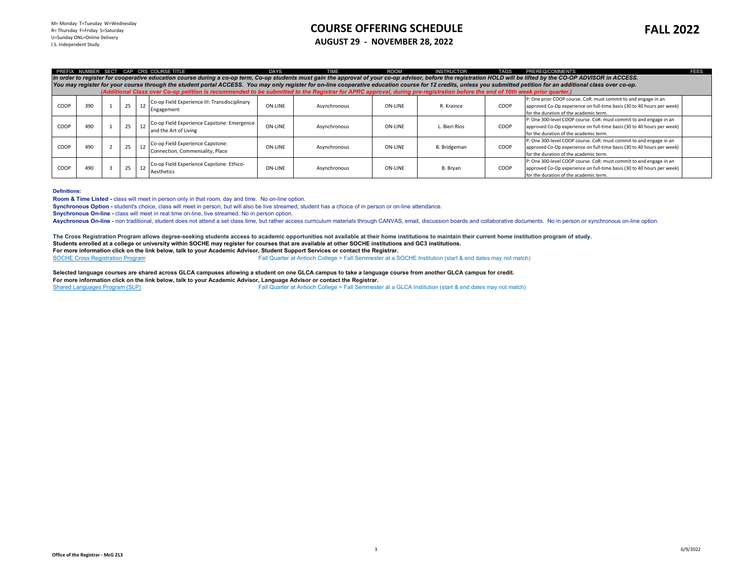M= Monday T=Tuesday W=Wednesday
R= Thursday F=Friday S=Saturday
U=Sunday ONL=Online Delivery
I.S. Independent Study

# COURSE OFFERING SCHEDULE

## AUGUST 29 - NOVEMBER 28, 2022

# FALL 2022

*In order to register for cooperative education course during a co-op term, Co-op students must gain the approval of your co-op advisor, before the registration HOLD will be lifted by the CO-OP ADVISOR in ACCESS.*
*You may register for your course through the student portal ACCESS. You may only register for on-line cooperative education course for 12 credits, unless you submitted petition for an additional class over co-op.*
*(Additional Class over Co-op petition is recommended to be submitted to the Registrar for APRC approval, during pre-registration before the end of 10th week prior quarter.)*

| PREFIX | NUMBER | SECT | CAP | CRS | COURSE TITLE | DAYS | TIME | ROOM | INSTRUCTOR | TAGS | PREREQ/COMMENTS | FEES |
|---|---|---|---|---|---|---|---|---|---|---|---|---|
| COOP | 390 | 1 | 25 | 12 | Co-op Field Experience III: Transdisciplinary Engagement | ON-LINE | Asynchronous | ON-LINE | R. Kraince | COOP | P: One prior COOP course. CoR: must commit to and engage in an approved Co-Op experience on full-time basis (30 to 40 hours per week) for the duration of the academic term. | |
| COOP | 490 | 1 | 25 | 12 | Co-op Field Experience Capstone: Emergence and the Art of Living | ON-LINE | Asynchronous | ON-LINE | L. Bieri Rios | COOP | P: One 300-level COOP course. CoR: must commit to and engage in an approved Co-Op experience on full-time basis (30 to 40 hours per week) for the duration of the academic term. | |
| COOP | 490 | 2 | 25 | 12 | Co-op Field Experience Capstone: Connection, Commensality, Place | ON-LINE | Asynchronous | ON-LINE | B. Bridgeman | COOP | P: One 300-level COOP course. CoR: must commit to and engage in an approved Co-Op experience on full-time basis (30 to 40 hours per week) for the duration of the academic term. | |
| COOP | 490 | 3 | 25 | 12 | Co-op Field Experience Capstone: Ethico-Aesthetics | ON-LINE | Asynchronous | ON-LINE | B. Bryan | COOP | P: One 300-level COOP course. CoR: must commit to and engage in an approved Co-Op experience on full-time basis (30 to 40 hours per week) for the duration of the academic term. | |

**Definitions:**

**Room & Time Listed -** class will meet in person only in that room, day and time. No on-line option.

**Synchronous Option -** student's choice, class will meet in person, but will also be live streamed; student has a choice of in person or on-line attendance.

**Snychronous On-line -** class will meet in real time on-line, live streamed. No in person option.

**Asynchronous On-line -** non traditional, student does not attend a set class time, but rather access curriculum materials through CANVAS, email, discussion boards and collaborative documents. No in person or synchronous on-line option.

**The Cross Registration Program allows degree-seeking students access to academic opportunities not available at their home institutions to maintain their current home institution program of study.**
**Students enrolled at a college or university within SOCHE may register for courses that are available at other SOCHE institutions and GC3 institutions.**
**For more information click on the link below, talk to your Academic Advisor, Student Support Services or contact the Registrar.**

SOCHE Cross Registration Program — Fall Quarter at Antioch College = Fall Semmester at a SOCHE Institution (start & end dates may not match)

**Selected language courses are shared across GLCA campuses allowing a student on one GLCA campus to take a language course from another GLCA campus for credit.**
**For more information click on the link below, talk to your Academic Advisor, Language Advisor or contact the Registrar.**

Shared Languages Program (SLP) — Fall Quarter at Antioch College = Fall Semmester at a GLCA Institution (start & end dates may not match)

**Office of the Registrar - McG 213**

6/9/2022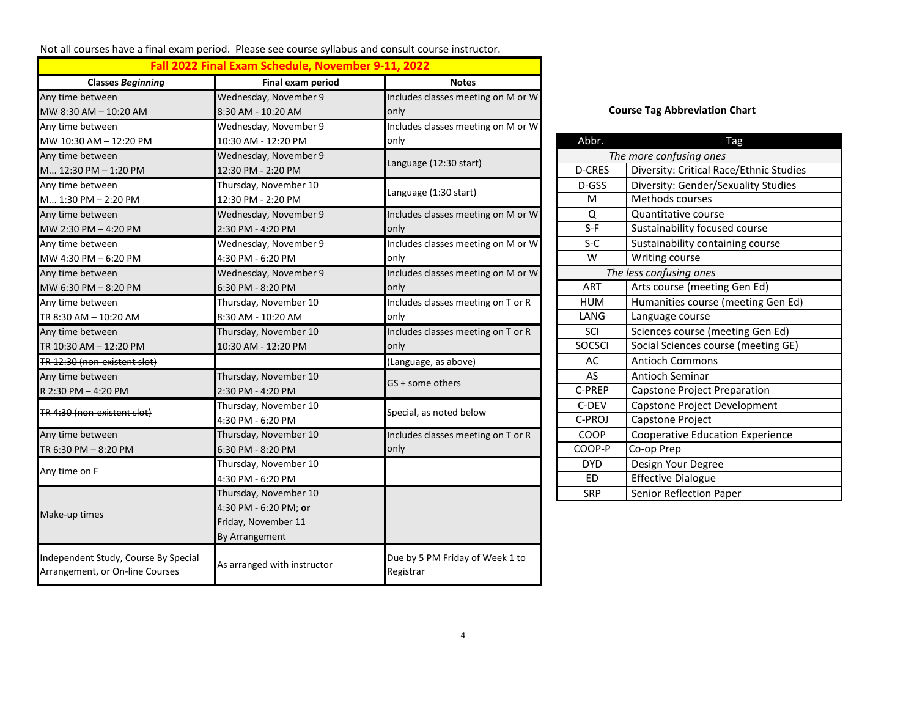Not all courses have a final exam period. Please see course syllabus and consult course instructor.

| Fall 2022 Final Exam Schedule, November 9-11, 2022 | | |
|---|---|---|
| **Classes *Beginning*** | **Final exam period** | **Notes** |
| Any time between MW 8:30 AM – 10:20 AM | Wednesday, November 9 8:30 AM - 10:20 AM | Includes classes meeting on M or W only |
| Any time between MW 10:30 AM – 12:20 PM | Wednesday, November 9 10:30 AM - 12:20 PM | Includes classes meeting on M or W only |
| Any time between M... 12:30 PM – 1:20 PM | Wednesday, November 9 12:30 PM - 2:20 PM | Language (12:30 start) |
| Any time between M... 1:30 PM – 2:20 PM | Thursday, November 10 12:30 PM - 2:20 PM | Language (1:30 start) |
| Any time between MW 2:30 PM – 4:20 PM | Wednesday, November 9 2:30 PM - 4:20 PM | Includes classes meeting on M or W only |
| Any time between MW 4:30 PM – 6:20 PM | Wednesday, November 9 4:30 PM - 6:20 PM | Includes classes meeting on M or W only |
| Any time between MW 6:30 PM – 8:20 PM | Wednesday, November 9 6:30 PM - 8:20 PM | Includes classes meeting on M or W only |
| Any time between TR 8:30 AM – 10:20 AM | Thursday, November 10 8:30 AM - 10:20 AM | Includes classes meeting on T or R only |
| Any time between TR 10:30 AM – 12:20 PM | Thursday, November 10 10:30 AM - 12:20 PM | Includes classes meeting on T or R only |
| ~~TR 12:30 (non-existent slot)~~ | | (Language, as above) |
| Any time between R 2:30 PM – 4:20 PM | Thursday, November 10 2:30 PM - 4:20 PM | GS + some others |
| ~~TR 4:30 (non-existent slot)~~ | Thursday, November 10 4:30 PM - 6:20 PM | Special, as noted below |
| Any time between TR 6:30 PM – 8:20 PM | Thursday, November 10 6:30 PM - 8:20 PM | Includes classes meeting on T or R only |
| Any time on F | Thursday, November 10 4:30 PM - 6:20 PM | |
| Make-up times | Thursday, November 10 4:30 PM - 6:20 PM; **or** Friday, November 11 By Arrangement | |
| Independent Study, Course By Special Arrangement, or On-line Courses | As arranged with instructor | Due by 5 PM Friday of Week 1 to Registrar |

**Course Tag Abbreviation Chart**

| Abbr. | Tag |
|---|---|
| *The more confusing ones* | |
| D-CRES | Diversity: Critical Race/Ethnic Studies |
| D-GSS | Diversity: Gender/Sexuality Studies |
| M | Methods courses |
| Q | Quantitative course |
| S-F | Sustainability focused course |
| S-C | Sustainability containing course |
| W | Writing course |
| *The less confusing ones* | |
| ART | Arts course (meeting Gen Ed) |
| HUM | Humanities course (meeting Gen Ed) |
| LANG | Language course |
| SCI | Sciences course (meeting Gen Ed) |
| SOCSCI | Social Sciences course (meeting GE) |
| AC | Antioch Commons |
| AS | Antioch Seminar |
| C-PREP | Capstone Project Preparation |
| C-DEV | Capstone Project Development |
| C-PROJ | Capstone Project |
| COOP | Cooperative Education Experience |
| COOP-P | Co-op Prep |
| DYD | Design Your Degree |
| ED | Effective Dialogue |
| SRP | Senior Reflection Paper |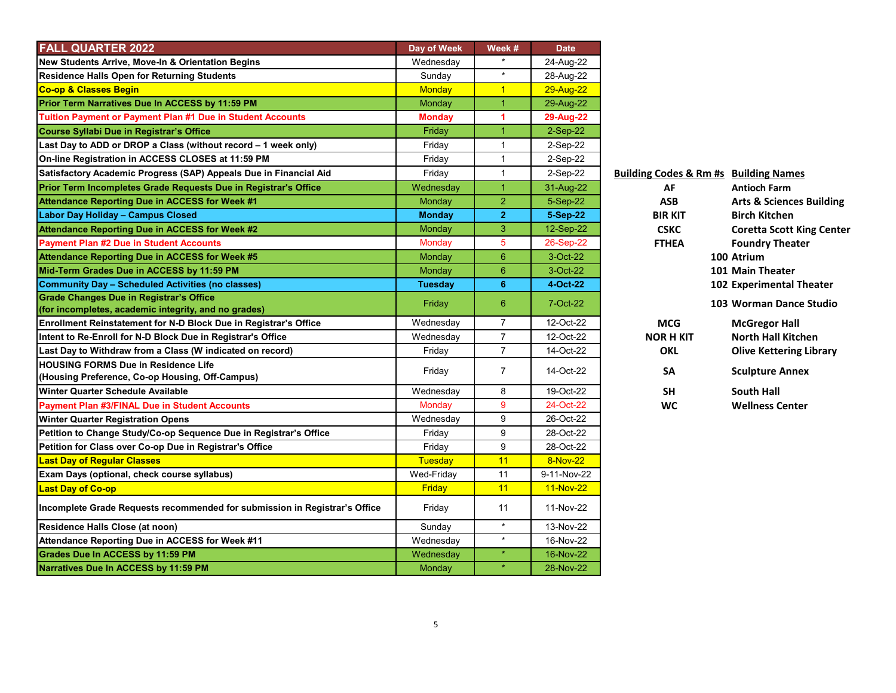| FALL QUARTER 2022 | Day of Week | Week # | Date |
|---|---|---|---|
| New Students Arrive, Move-In & Orientation Begins | Wednesday | * | 24-Aug-22 |
| Residence Halls Open for Returning Students | Sunday | * | 28-Aug-22 |
| Co-op & Classes Begin | Monday | 1 | 29-Aug-22 |
| Prior Term Narratives Due In ACCESS by 11:59 PM | Monday | 1 | 29-Aug-22 |
| Tuition Payment or Payment Plan #1 Due in Student Accounts | Monday | 1 | 29-Aug-22 |
| Course Syllabi Due in Registrar's Office | Friday | 1 | 2-Sep-22 |
| Last Day to ADD or DROP a Class (without record – 1 week only) | Friday | 1 | 2-Sep-22 |
| On-line Registration in ACCESS CLOSES at 11:59 PM | Friday | 1 | 2-Sep-22 |
| Satisfactory Academic Progress (SAP) Appeals Due in Financial Aid | Friday | 1 | 2-Sep-22 |
| Prior Term Incompletes Grade Requests Due in Registrar's Office | Wednesday | 1 | 31-Aug-22 |
| Attendance Reporting Due in ACCESS for Week #1 | Monday | 2 | 5-Sep-22 |
| Labor Day Holiday – Campus Closed | Monday | 2 | 5-Sep-22 |
| Attendance Reporting Due in ACCESS for Week #2 | Monday | 3 | 12-Sep-22 |
| Payment Plan #2 Due in Student Accounts | Monday | 5 | 26-Sep-22 |
| Attendance Reporting Due in ACCESS for Week #5 | Monday | 6 | 3-Oct-22 |
| Mid-Term Grades Due in ACCESS by 11:59 PM | Monday | 6 | 3-Oct-22 |
| Community Day – Scheduled Activities (no classes) | Tuesday | 6 | 4-Oct-22 |
| Grade Changes Due in Registrar's Office (for incompletes, academic integrity, and no grades) | Friday | 6 | 7-Oct-22 |
| Enrollment Reinstatement for N-D Block Due in Registrar's Office | Wednesday | 7 | 12-Oct-22 |
| Intent to Re-Enroll for N-D Block Due in Registrar's Office | Wednesday | 7 | 12-Oct-22 |
| Last Day to Withdraw from a Class (W indicated on record) | Friday | 7 | 14-Oct-22 |
| HOUSING FORMS Due in Residence Life (Housing Preference, Co-op Housing, Off-Campus) | Friday | 7 | 14-Oct-22 |
| Winter Quarter Schedule Available | Wednesday | 8 | 19-Oct-22 |
| Payment Plan #3/FINAL Due in Student Accounts | Monday | 9 | 24-Oct-22 |
| Winter Quarter Registration Opens | Wednesday | 9 | 26-Oct-22 |
| Petition to Change Study/Co-op Sequence Due in Registrar's Office | Friday | 9 | 28-Oct-22 |
| Petition for Class over Co-op Due in Registrar's Office | Friday | 9 | 28-Oct-22 |
| Last Day of Regular Classes | Tuesday | 11 | 8-Nov-22 |
| Exam Days (optional, check course syllabus) | Wed-Friday | 11 | 9-11-Nov-22 |
| Last Day of Co-op | Friday | 11 | 11-Nov-22 |
| Incomplete Grade Requests recommended for submission in Registrar's Office | Friday | 11 | 11-Nov-22 |
| Residence Halls Close (at noon) | Sunday | * | 13-Nov-22 |
| Attendance Reporting Due in ACCESS for Week #11 | Wednesday | * | 16-Nov-22 |
| Grades Due In ACCESS by 11:59 PM | Wednesday | * | 16-Nov-22 |
| Narratives Due In ACCESS by 11:59 PM | Monday | * | 28-Nov-22 |

| Building Codes & Rm #s | Building Names |
|---|---|
| AF | Antioch Farm |
| ASB | Arts & Sciences Building |
| BIR KIT | Birch Kitchen |
| CSKC | Coretta Scott King Center |
| FTHEA | Foundry Theater |
| 100 | Atrium |
| 101 | Main Theater |
| 102 | Experimental Theater |
| 103 | Worman Dance Studio |
| MCG | McGregor Hall |
| NOR H KIT | North Hall Kitchen |
| OKL | Olive Kettering Library |
| SA | Sculpture Annex |
| SH | South Hall |
| WC | Wellness Center |